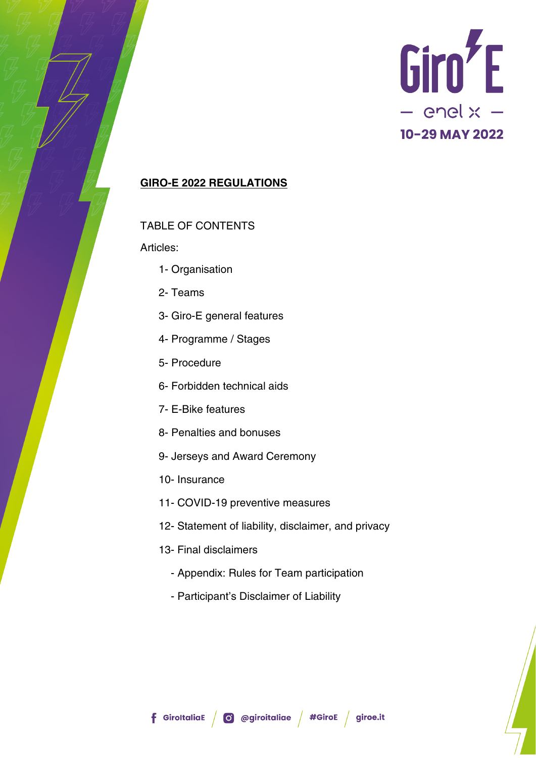Giro-E

— enel x —

10-29 MAY 2022

# GIRO-E 2022 REGULATIONS

TABLE OF CONTENTS

Articles:

1- Organisation

2- Teams

3- Giro-E general features

4- Programme / Stages

5- Procedure

6- Forbidden technical aids

7- E-Bike features

8- Penalties and bonuses

9- Jerseys and Award Ceremony

10- Insurance

11- COVID-19 preventive measures

12- Statement of liability, disclaimer, and privacy

13- Final disclaimers

- Appendix: Rules for Team participation
- Participant's Disclaimer of Liability

GiroItaliaE / @giroitaliae / #GiroE / giroe.it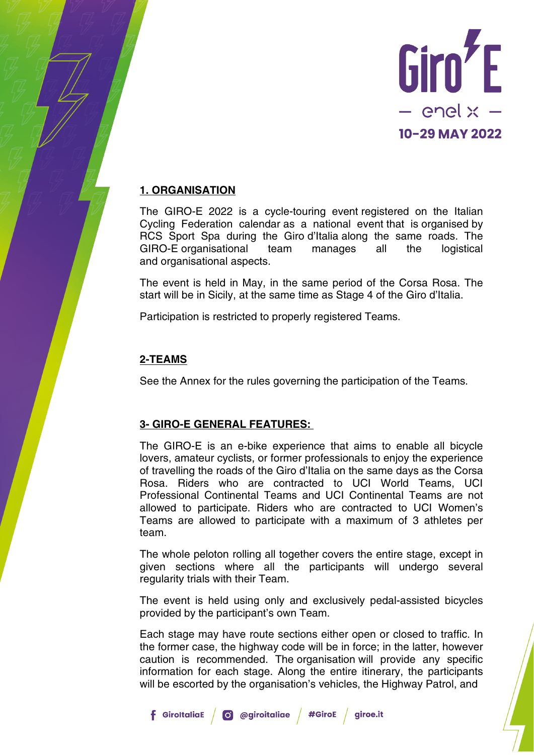## 1. ORGANISATION

The GIRO-E 2022 is a cycle-touring event registered on the Italian Cycling Federation calendar as a national event that is organised by RCS Sport Spa during the Giro d'Italia along the same roads. The GIRO-E organisational team manages all the logistical and organisational aspects.

The event is held in May, in the same period of the Corsa Rosa. The start will be in Sicily, at the same time as Stage 4 of the Giro d'Italia.

Participation is restricted to properly registered Teams.

## 2-TEAMS

See the Annex for the rules governing the participation of the Teams.

## 3- GIRO-E GENERAL FEATURES:

The GIRO-E is an e-bike experience that aims to enable all bicycle lovers, amateur cyclists, or former professionals to enjoy the experience of travelling the roads of the Giro d'Italia on the same days as the Corsa Rosa. Riders who are contracted to UCI World Teams, UCI Professional Continental Teams and UCI Continental Teams are not allowed to participate. Riders who are contracted to UCI Women's Teams are allowed to participate with a maximum of 3 athletes per team.

The whole peloton rolling all together covers the entire stage, except in given sections where all the participants will undergo several regularity trials with their Team.

The event is held using only and exclusively pedal-assisted bicycles provided by the participant's own Team.

Each stage may have route sections either open or closed to traffic. In the former case, the highway code will be in force; in the latter, however caution is recommended. The organisation will provide any specific information for each stage. Along the entire itinerary, the participants will be escorted by the organisation's vehicles, the Highway Patrol, and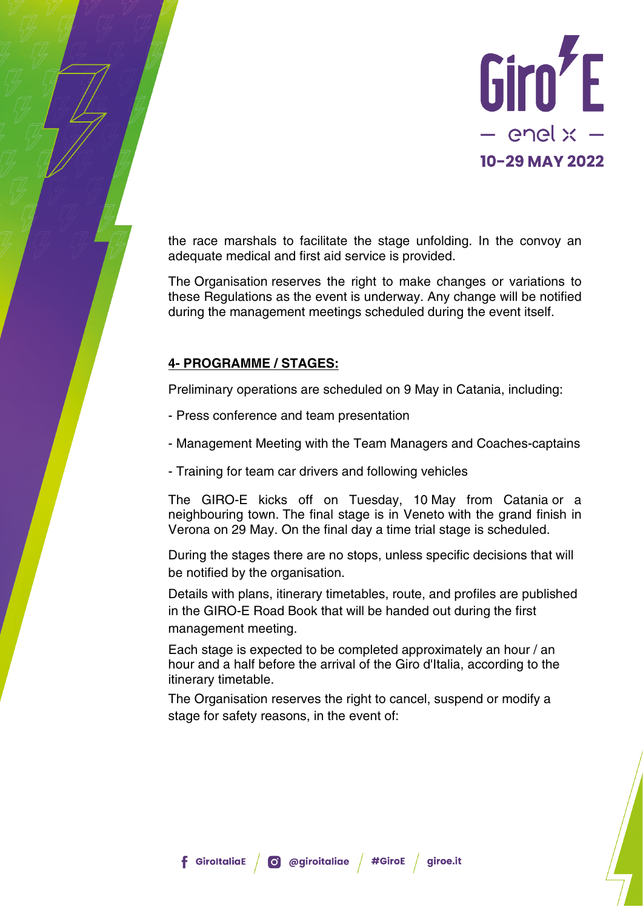the race marshals to facilitate the stage unfolding. In the convoy an adequate medical and first aid service is provided.

The Organisation reserves the right to make changes or variations to these Regulations as the event is underway. Any change will be notified during the management meetings scheduled during the event itself.

## **4- PROGRAMME / STAGES:**

Preliminary operations are scheduled on 9 May in Catania, including:

- Press conference and team presentation

- Management Meeting with the Team Managers and Coaches-captains

- Training for team car drivers and following vehicles

The GIRO-E kicks off on Tuesday, 10 May from Catania or a neighbouring town. The final stage is in Veneto with the grand finish in Verona on 29 May. On the final day a time trial stage is scheduled.

During the stages there are no stops, unless specific decisions that will be notified by the organisation.

Details with plans, itinerary timetables, route, and profiles are published in the GIRO-E Road Book that will be handed out during the first management meeting.

Each stage is expected to be completed approximately an hour / an hour and a half before the arrival of the Giro d'Italia, according to the itinerary timetable.

The Organisation reserves the right to cancel, suspend or modify a stage for safety reasons, in the event of: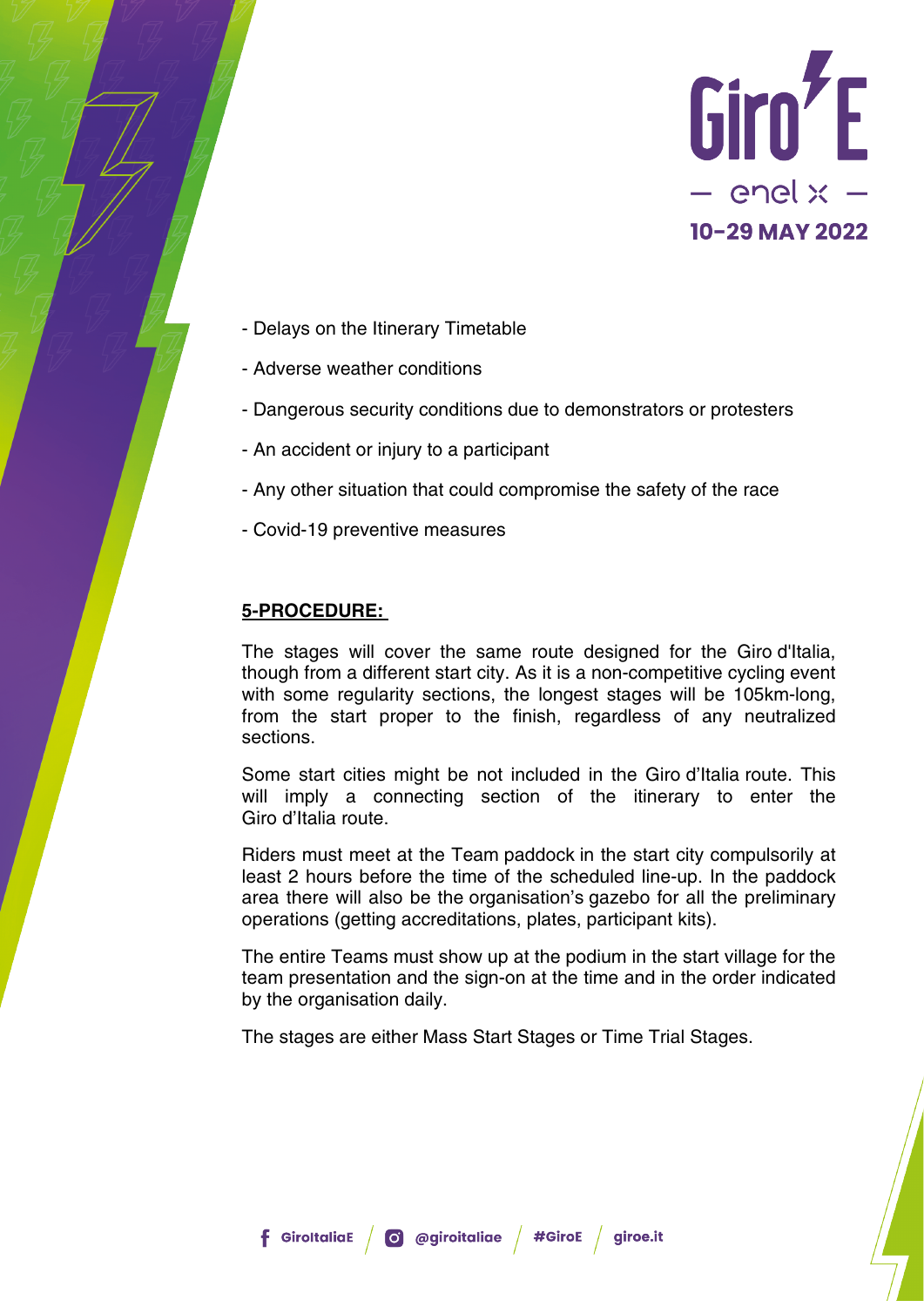- Delays on the Itinerary Timetable
- Adverse weather conditions
- Dangerous security conditions due to demonstrators or protesters
- An accident or injury to a participant
- Any other situation that could compromise the safety of the race
- Covid-19 preventive measures

## 5-PROCEDURE:

The stages will cover the same route designed for the Giro d'Italia, though from a different start city. As it is a non-competitive cycling event with some regularity sections, the longest stages will be 105km-long, from the start proper to the finish, regardless of any neutralized sections.

Some start cities might be not included in the Giro d'Italia route. This will imply a connecting section of the itinerary to enter the Giro d'Italia route.

Riders must meet at the Team paddock in the start city compulsorily at least 2 hours before the time of the scheduled line-up. In the paddock area there will also be the organisation's gazebo for all the preliminary operations (getting accreditations, plates, participant kits).

The entire Teams must show up at the podium in the start village for the team presentation and the sign-on at the time and in the order indicated by the organisation daily.

The stages are either Mass Start Stages or Time Trial Stages.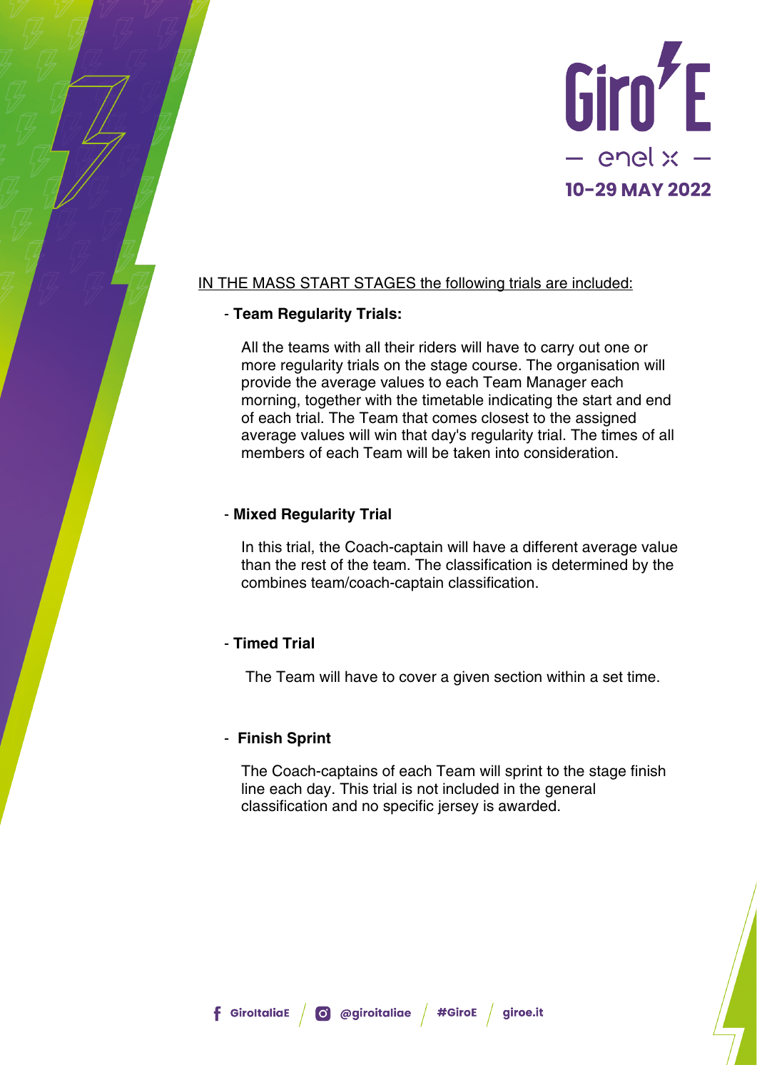IN THE MASS START STAGES the following trials are included:

- **Team Regularity Trials:**

  All the teams with all their riders will have to carry out one or more regularity trials on the stage course. The organisation will provide the average values to each Team Manager each morning, together with the timetable indicating the start and end of each trial. The Team that comes closest to the assigned average values will win that day's regularity trial. The times of all members of each Team will be taken into consideration.

- **Mixed Regularity Trial**

  In this trial, the Coach-captain will have a different average value than the rest of the team. The classification is determined by the combines team/coach-captain classification.

- **Timed Trial**

  The Team will have to cover a given section within a set time.

- **Finish Sprint**

  The Coach-captains of each Team will sprint to the stage finish line each day. This trial is not included in the general classification and no specific jersey is awarded.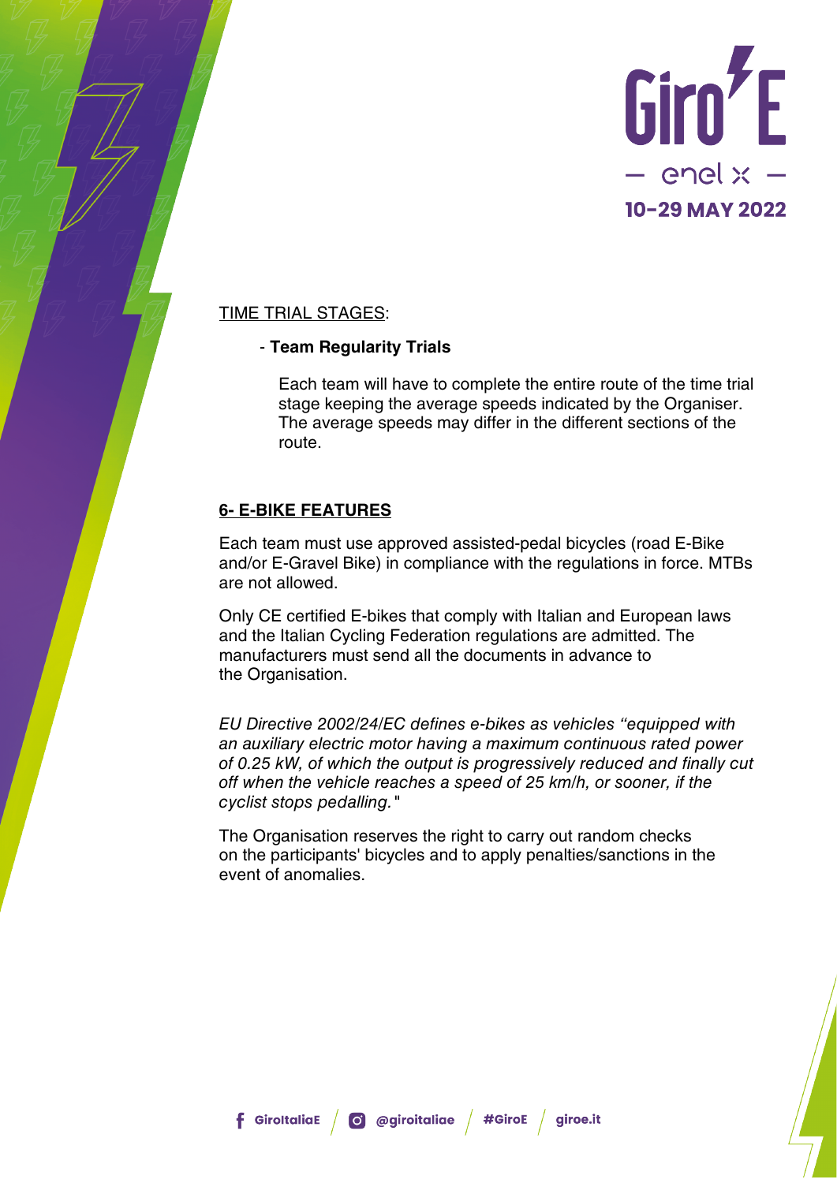<u>TIME TRIAL STAGES</u>:

- **Team Regularity Trials**

  Each team will have to complete the entire route of the time trial stage keeping the average speeds indicated by the Organiser. The average speeds may differ in the different sections of the route.

## 6- E-BIKE FEATURES

Each team must use approved assisted-pedal bicycles (road E-Bike and/or E-Gravel Bike) in compliance with the regulations in force. MTBs are not allowed.

Only CE certified E-bikes that comply with Italian and European laws and the Italian Cycling Federation regulations are admitted. The manufacturers must send all the documents in advance to the Organisation.

*EU Directive 2002/24/EC defines e-bikes as vehicles "equipped with an auxiliary electric motor having a maximum continuous rated power of 0.25 kW, of which the output is progressively reduced and finally cut off when the vehicle reaches a speed of 25 km/h, or sooner, if the cyclist stops pedalling."*

The Organisation reserves the right to carry out random checks on the participants' bicycles and to apply penalties/sanctions in the event of anomalies.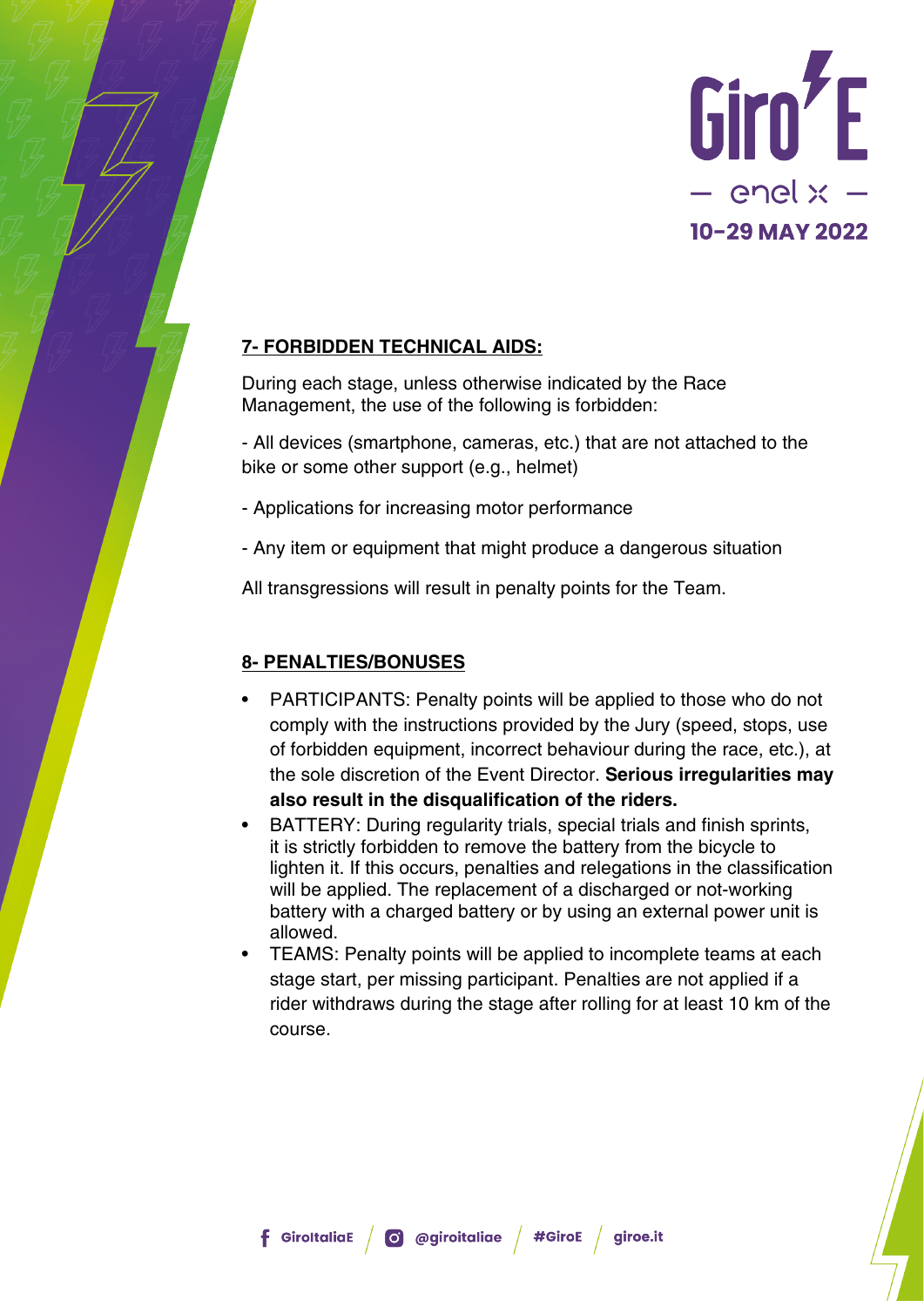## 7- FORBIDDEN TECHNICAL AIDS:

During each stage, unless otherwise indicated by the Race Management, the use of the following is forbidden:

- All devices (smartphone, cameras, etc.) that are not attached to the bike or some other support (e.g., helmet)

- Applications for increasing motor performance

- Any item or equipment that might produce a dangerous situation

All transgressions will result in penalty points for the Team.

## 8- PENALTIES/BONUSES

- PARTICIPANTS: Penalty points will be applied to those who do not comply with the instructions provided by the Jury (speed, stops, use of forbidden equipment, incorrect behaviour during the race, etc.), at the sole discretion of the Event Director. **Serious irregularities may also result in the disqualification of the riders.**
- BATTERY: During regularity trials, special trials and finish sprints, it is strictly forbidden to remove the battery from the bicycle to lighten it. If this occurs, penalties and relegations in the classification will be applied. The replacement of a discharged or not-working battery with a charged battery or by using an external power unit is allowed.
- TEAMS: Penalty points will be applied to incomplete teams at each stage start, per missing participant. Penalties are not applied if a rider withdraws during the stage after rolling for at least 10 km of the course.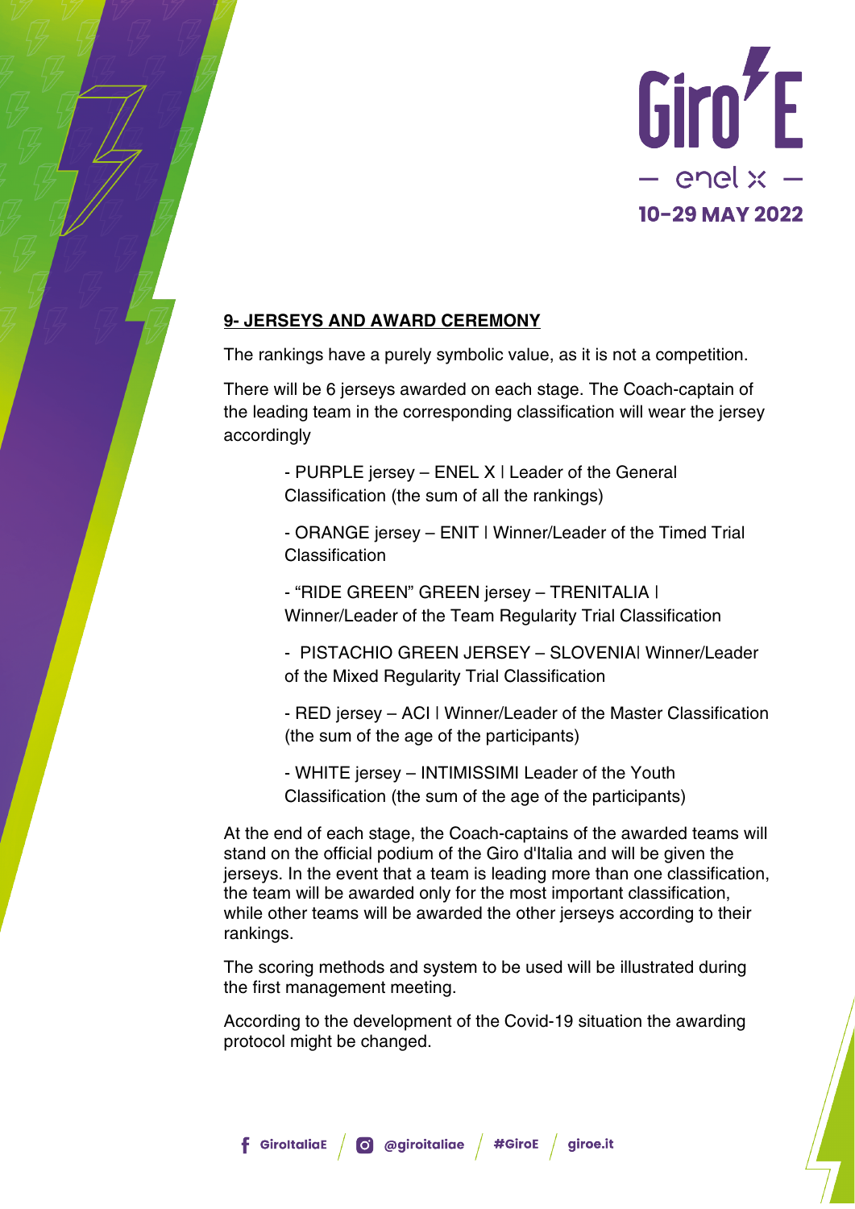## 9- JERSEYS AND AWARD CEREMONY

The rankings have a purely symbolic value, as it is not a competition.

There will be 6 jerseys awarded on each stage. The Coach-captain of the leading team in the corresponding classification will wear the jersey accordingly

- PURPLE jersey – ENEL X | Leader of the General Classification (the sum of all the rankings)
- ORANGE jersey – ENIT | Winner/Leader of the Timed Trial Classification
- "RIDE GREEN" GREEN jersey – TRENITALIA | Winner/Leader of the Team Regularity Trial Classification
- PISTACHIO GREEN JERSEY – SLOVENIA| Winner/Leader of the Mixed Regularity Trial Classification
- RED jersey – ACI | Winner/Leader of the Master Classification (the sum of the age of the participants)
- WHITE jersey – INTIMISSIMI Leader of the Youth Classification (the sum of the age of the participants)

At the end of each stage, the Coach-captains of the awarded teams will stand on the official podium of the Giro d'Italia and will be given the jerseys. In the event that a team is leading more than one classification, the team will be awarded only for the most important classification, while other teams will be awarded the other jerseys according to their rankings.

The scoring methods and system to be used will be illustrated during the first management meeting.

According to the development of the Covid-19 situation the awarding protocol might be changed.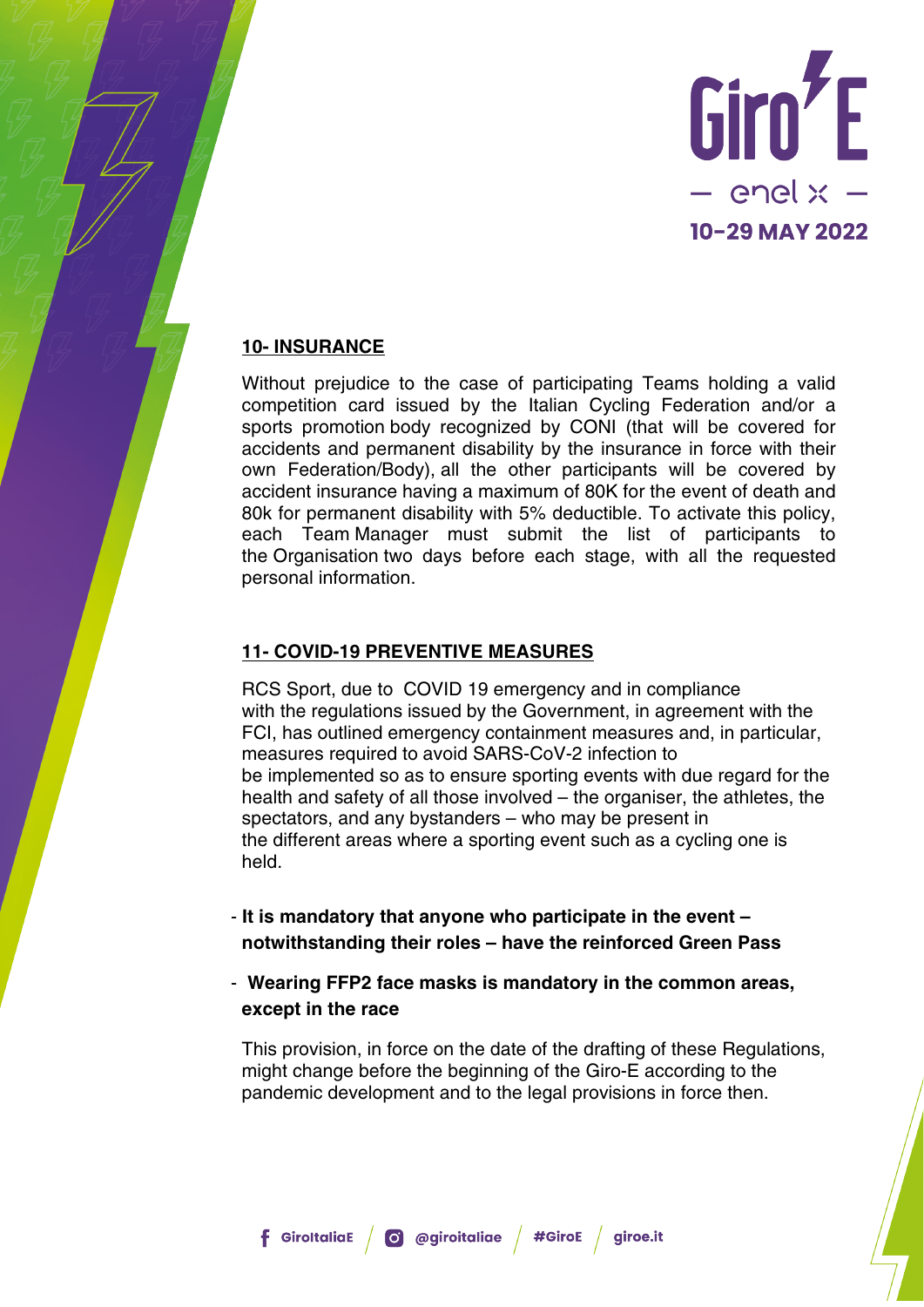## 10- INSURANCE

Without prejudice to the case of participating Teams holding a valid competition card issued by the Italian Cycling Federation and/or a sports promotion body recognized by CONI (that will be covered for accidents and permanent disability by the insurance in force with their own Federation/Body), all the other participants will be covered by accident insurance having a maximum of 80K for the event of death and 80k for permanent disability with 5% deductible. To activate this policy, each Team Manager must submit the list of participants to the Organisation two days before each stage, with all the requested personal information.

## 11- COVID-19 PREVENTIVE MEASURES

RCS Sport, due to COVID 19 emergency and in compliance with the regulations issued by the Government, in agreement with the FCI, has outlined emergency containment measures and, in particular, measures required to avoid SARS-CoV-2 infection to be implemented so as to ensure sporting events with due regard for the health and safety of all those involved – the organiser, the athletes, the spectators, and any bystanders – who may be present in the different areas where a sporting event such as a cycling one is held.

- **It is mandatory that anyone who participate in the event – notwithstanding their roles – have the reinforced Green Pass**
- **Wearing FFP2 face masks is mandatory in the common areas, except in the race**

This provision, in force on the date of the drafting of these Regulations, might change before the beginning of the Giro-E according to the pandemic development and to the legal provisions in force then.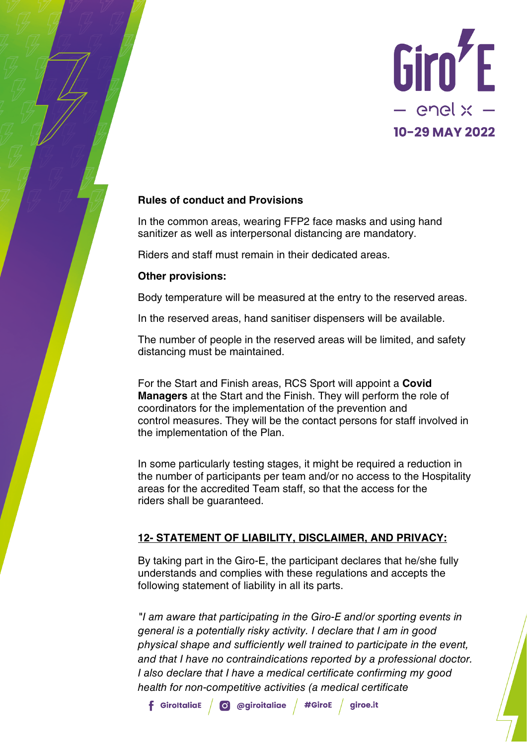**Rules of conduct and Provisions**

In the common areas, wearing FFP2 face masks and using hand sanitizer as well as interpersonal distancing are mandatory.

Riders and staff must remain in their dedicated areas.

**Other provisions:**

Body temperature will be measured at the entry to the reserved areas.

In the reserved areas, hand sanitiser dispensers will be available.

The number of people in the reserved areas will be limited, and safety distancing must be maintained.

For the Start and Finish areas, RCS Sport will appoint a **Covid Managers** at the Start and the Finish. They will perform the role of coordinators for the implementation of the prevention and control measures. They will be the contact persons for staff involved in the implementation of the Plan.

In some particularly testing stages, it might be required a reduction in the number of participants per team and/or no access to the Hospitality areas for the accredited Team staff, so that the access for the riders shall be guaranteed.

## 12- STATEMENT OF LIABILITY, DISCLAIMER, AND PRIVACY:

By taking part in the Giro-E, the participant declares that he/she fully understands and complies with these regulations and accepts the following statement of liability in all its parts.

*"I am aware that participating in the Giro-E and/or sporting events in general is a potentially risky activity. I declare that I am in good physical shape and sufficiently well trained to participate in the event, and that I have no contraindications reported by a professional doctor. I also declare that I have a medical certificate confirming my good health for non-competitive activities (a medical certificate*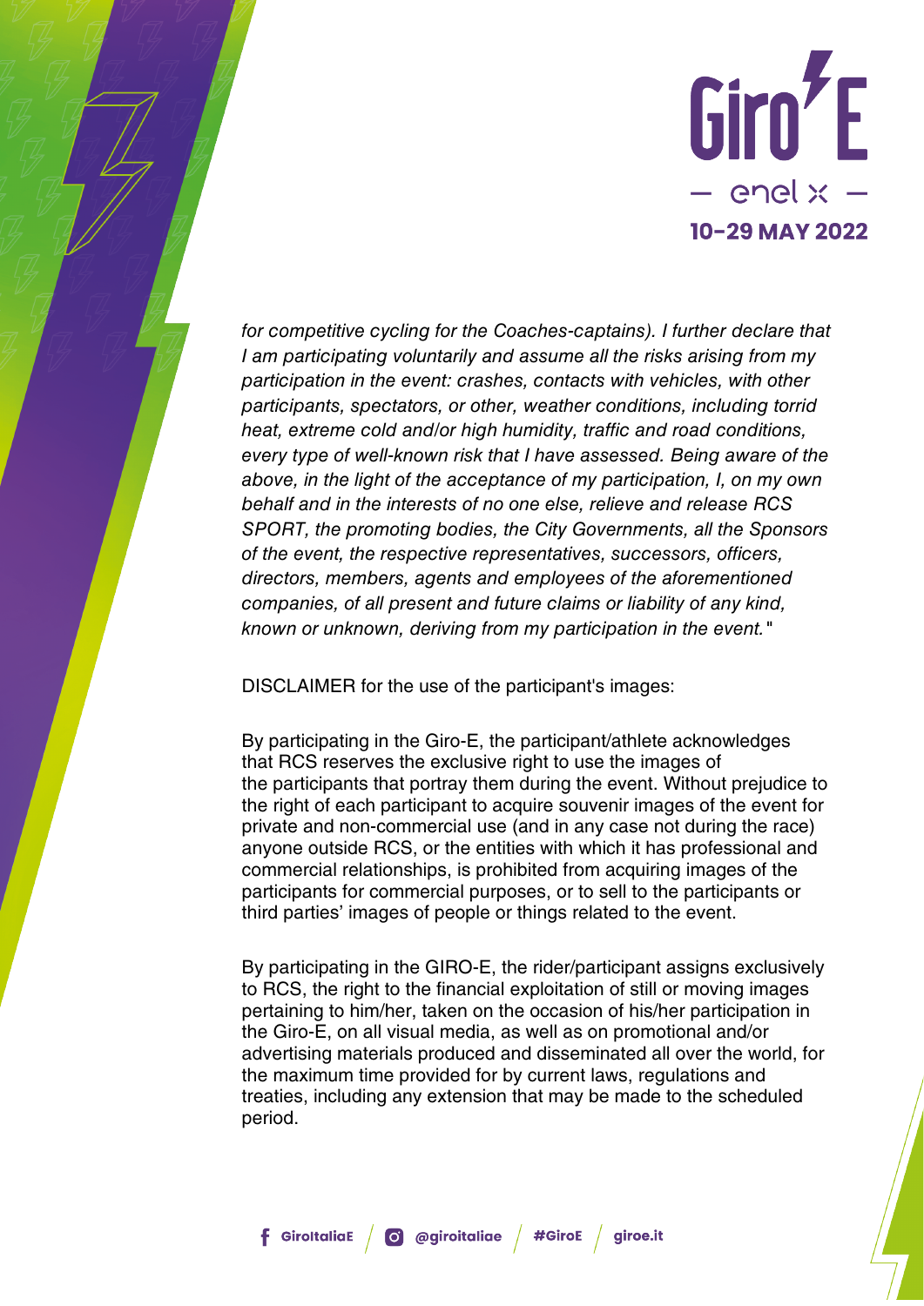*for competitive cycling for the Coaches-captains). I further declare that I am participating voluntarily and assume all the risks arising from my participation in the event: crashes, contacts with vehicles, with other participants, spectators, or other, weather conditions, including torrid heat, extreme cold and/or high humidity, traffic and road conditions, every type of well-known risk that I have assessed. Being aware of the above, in the light of the acceptance of my participation, I, on my own behalf and in the interests of no one else, relieve and release RCS SPORT, the promoting bodies, the City Governments, all the Sponsors of the event, the respective representatives, successors, officers, directors, members, agents and employees of the aforementioned companies, of all present and future claims or liability of any kind, known or unknown, deriving from my participation in the event.*"

DISCLAIMER for the use of the participant's images:

By participating in the Giro-E, the participant/athlete acknowledges that RCS reserves the exclusive right to use the images of the participants that portray them during the event. Without prejudice to the right of each participant to acquire souvenir images of the event for private and non-commercial use (and in any case not during the race) anyone outside RCS, or the entities with which it has professional and commercial relationships, is prohibited from acquiring images of the participants for commercial purposes, or to sell to the participants or third parties' images of people or things related to the event.

By participating in the GIRO-E, the rider/participant assigns exclusively to RCS, the right to the financial exploitation of still or moving images pertaining to him/her, taken on the occasion of his/her participation in the Giro-E, on all visual media, as well as on promotional and/or advertising materials produced and disseminated all over the world, for the maximum time provided for by current laws, regulations and treaties, including any extension that may be made to the scheduled period.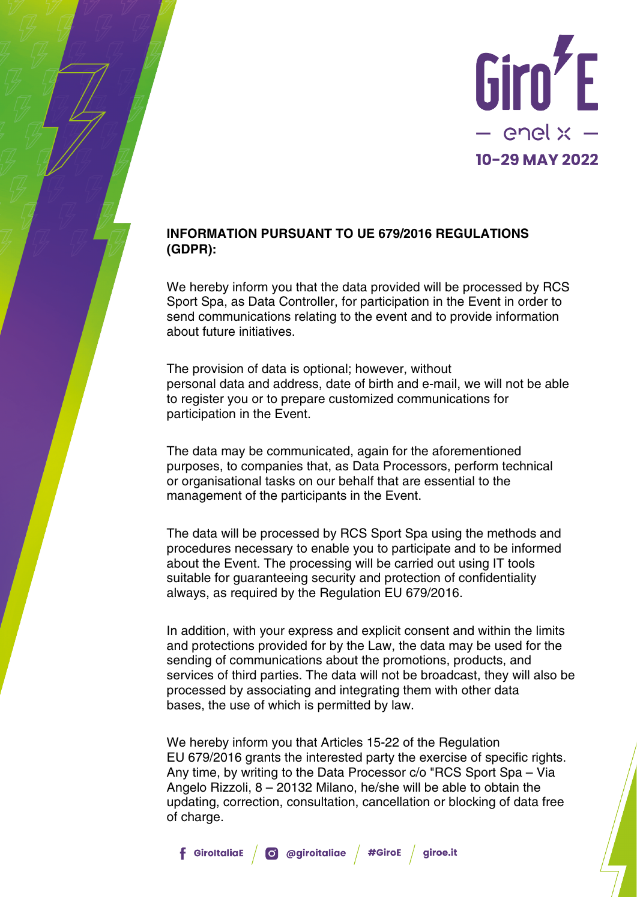## INFORMATION PURSUANT TO UE 679/2016 REGULATIONS (GDPR):

We hereby inform you that the data provided will be processed by RCS Sport Spa, as Data Controller, for participation in the Event in order to send communications relating to the event and to provide information about future initiatives.

The provision of data is optional; however, without personal data and address, date of birth and e-mail, we will not be able to register you or to prepare customized communications for participation in the Event.

The data may be communicated, again for the aforementioned purposes, to companies that, as Data Processors, perform technical or organisational tasks on our behalf that are essential to the management of the participants in the Event.

The data will be processed by RCS Sport Spa using the methods and procedures necessary to enable you to participate and to be informed about the Event. The processing will be carried out using IT tools suitable for guaranteeing security and protection of confidentiality always, as required by the Regulation EU 679/2016.

In addition, with your express and explicit consent and within the limits and protections provided for by the Law, the data may be used for the sending of communications about the promotions, products, and services of third parties. The data will not be broadcast, they will also be processed by associating and integrating them with other data bases, the use of which is permitted by law.

We hereby inform you that Articles 15-22 of the Regulation EU 679/2016 grants the interested party the exercise of specific rights. Any time, by writing to the Data Processor c/o "RCS Sport Spa – Via Angelo Rizzoli, 8 – 20132 Milano, he/she will be able to obtain the updating, correction, consultation, cancellation or blocking of data free of charge.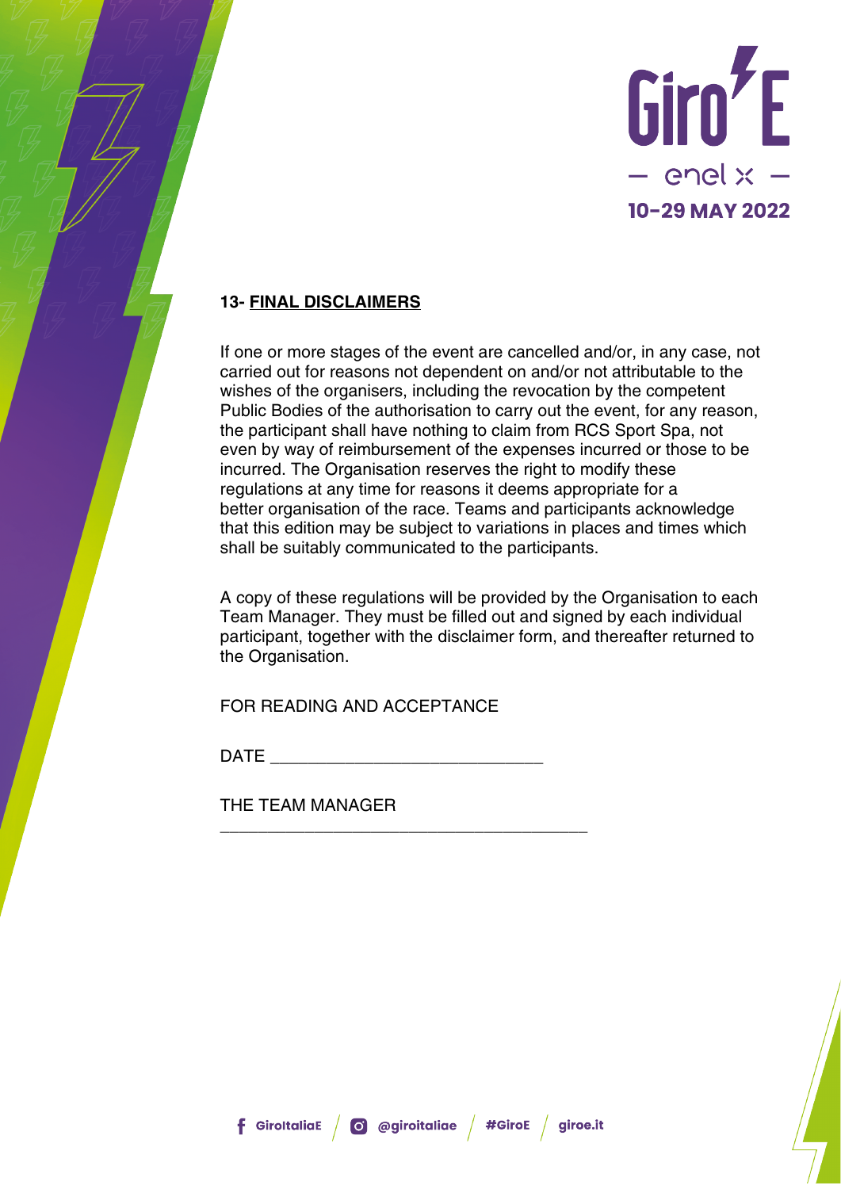## 13- FINAL DISCLAIMERS

If one or more stages of the event are cancelled and/or, in any case, not carried out for reasons not dependent on and/or not attributable to the wishes of the organisers, including the revocation by the competent Public Bodies of the authorisation to carry out the event, for any reason, the participant shall have nothing to claim from RCS Sport Spa, not even by way of reimbursement of the expenses incurred or those to be incurred. The Organisation reserves the right to modify these regulations at any time for reasons it deems appropriate for a better organisation of the race. Teams and participants acknowledge that this edition may be subject to variations in places and times which shall be suitably communicated to the participants.

A copy of these regulations will be provided by the Organisation to each Team Manager. They must be filled out and signed by each individual participant, together with the disclaimer form, and thereafter returned to the Organisation.

FOR READING AND ACCEPTANCE

DATE ______________________________

THE TEAM MANAGER

________________________________________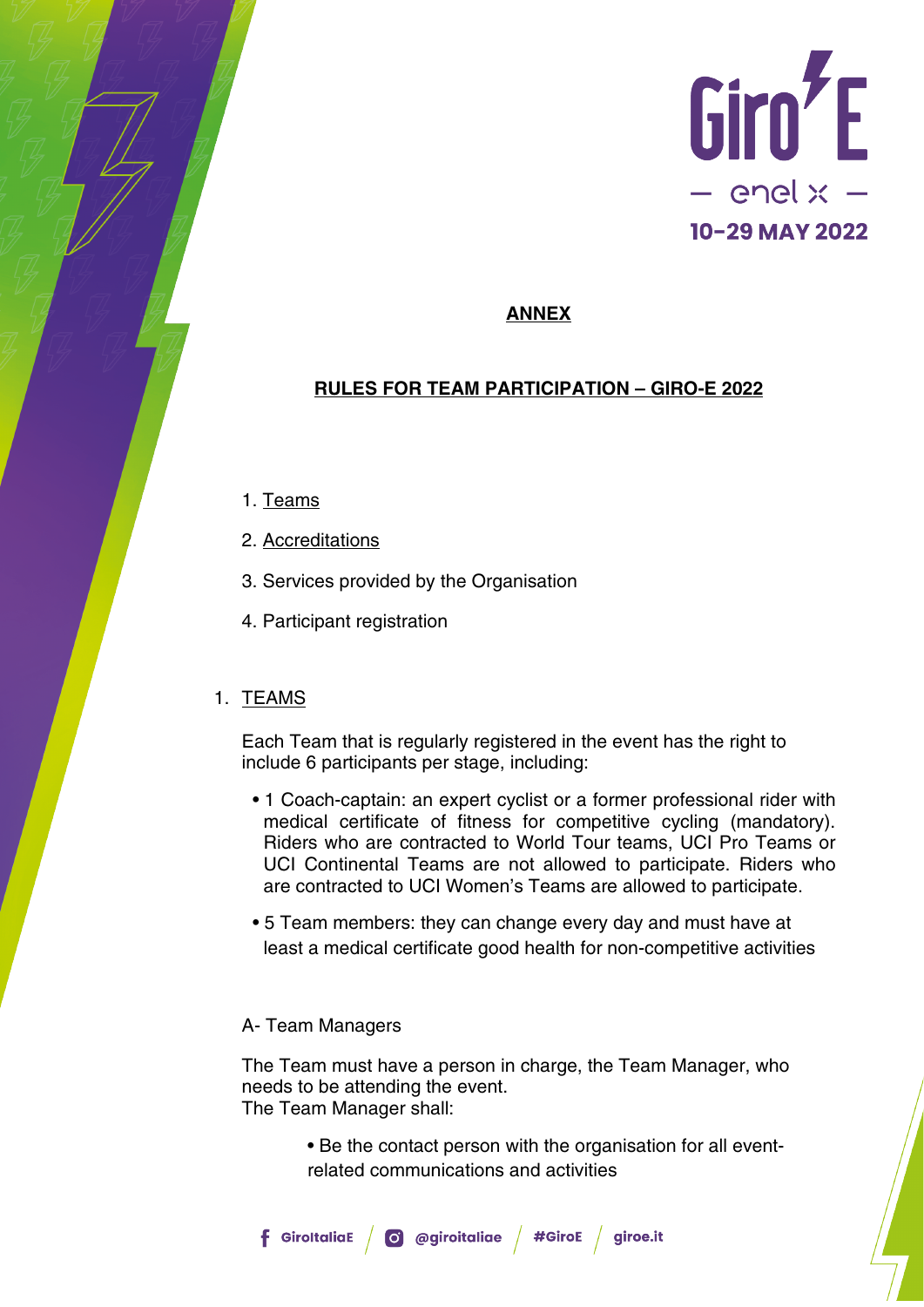## ANNEX

## RULES FOR TEAM PARTICIPATION – GIRO-E 2022

1. Teams
2. Accreditations
3. Services provided by the Organisation
4. Participant registration

### 1. TEAMS

Each Team that is regularly registered in the event has the right to include 6 participants per stage, including:

- 1 Coach-captain: an expert cyclist or a former professional rider with medical certificate of fitness for competitive cycling (mandatory). Riders who are contracted to World Tour teams, UCI Pro Teams or UCI Continental Teams are not allowed to participate. Riders who are contracted to UCI Women's Teams are allowed to participate.
- 5 Team members: they can change every day and must have at least a medical certificate good health for non-competitive activities

A- Team Managers

The Team must have a person in charge, the Team Manager, who needs to be attending the event.
The Team Manager shall:

- Be the contact person with the organisation for all event-related communications and activities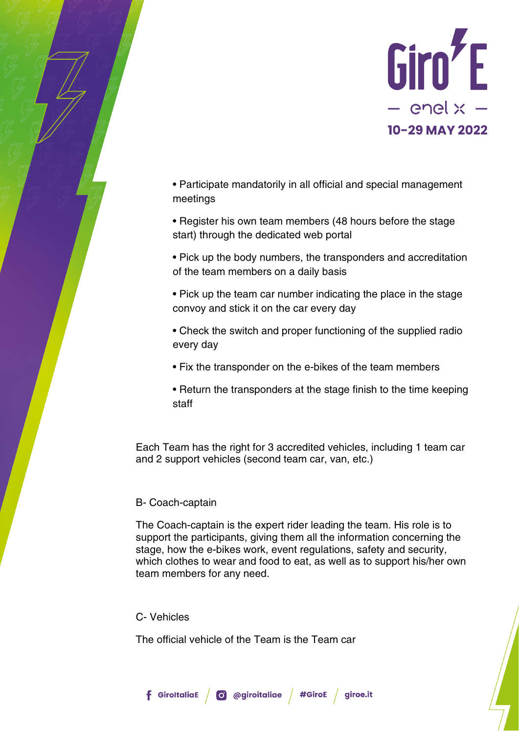- Participate mandatorily in all official and special management meetings
- Register his own team members (48 hours before the stage start) through the dedicated web portal
- Pick up the body numbers, the transponders and accreditation of the team members on a daily basis
- Pick up the team car number indicating the place in the stage convoy and stick it on the car every day
- Check the switch and proper functioning of the supplied radio every day
- Fix the transponder on the e-bikes of the team members
- Return the transponders at the stage finish to the time keeping staff

Each Team has the right for 3 accredited vehicles, including 1 team car and 2 support vehicles (second team car, van, etc.)

B- Coach-captain

The Coach-captain is the expert rider leading the team. His role is to support the participants, giving them all the information concerning the stage, how the e-bikes work, event regulations, safety and security, which clothes to wear and food to eat, as well as to support his/her own team members for any need.

C- Vehicles

The official vehicle of the Team is the Team car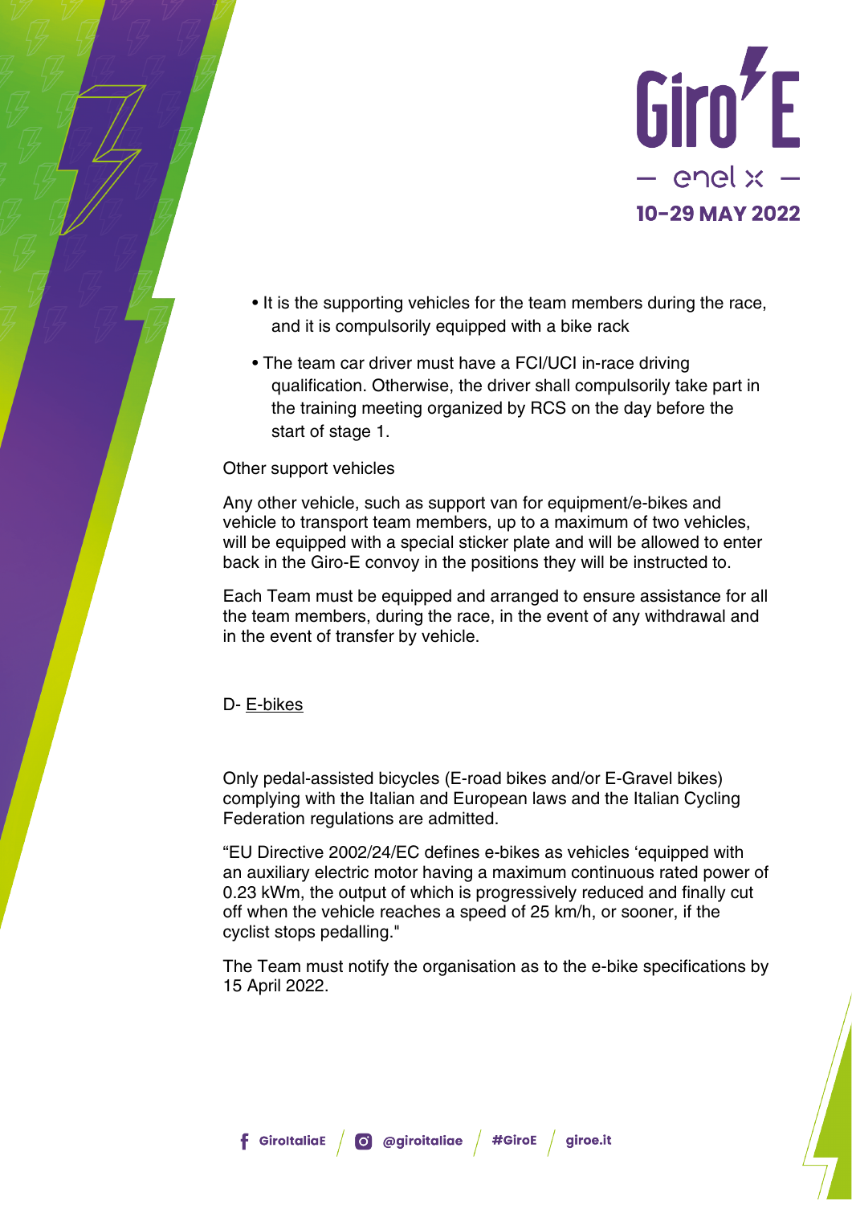- It is the supporting vehicles for the team members during the race, and it is compulsorily equipped with a bike rack
- The team car driver must have a FCI/UCI in-race driving qualification. Otherwise, the driver shall compulsorily take part in the training meeting organized by RCS on the day before the start of stage 1.

Other support vehicles

Any other vehicle, such as support van for equipment/e-bikes and vehicle to transport team members, up to a maximum of two vehicles, will be equipped with a special sticker plate and will be allowed to enter back in the Giro-E convoy in the positions they will be instructed to.

Each Team must be equipped and arranged to ensure assistance for all the team members, during the race, in the event of any withdrawal and in the event of transfer by vehicle.

D- E-bikes

Only pedal-assisted bicycles (E-road bikes and/or E-Gravel bikes) complying with the Italian and European laws and the Italian Cycling Federation regulations are admitted.

"EU Directive 2002/24/EC defines e-bikes as vehicles 'equipped with an auxiliary electric motor having a maximum continuous rated power of 0.23 kWm, the output of which is progressively reduced and finally cut off when the vehicle reaches a speed of 25 km/h, or sooner, if the cyclist stops pedalling."

The Team must notify the organisation as to the e-bike specifications by 15 April 2022.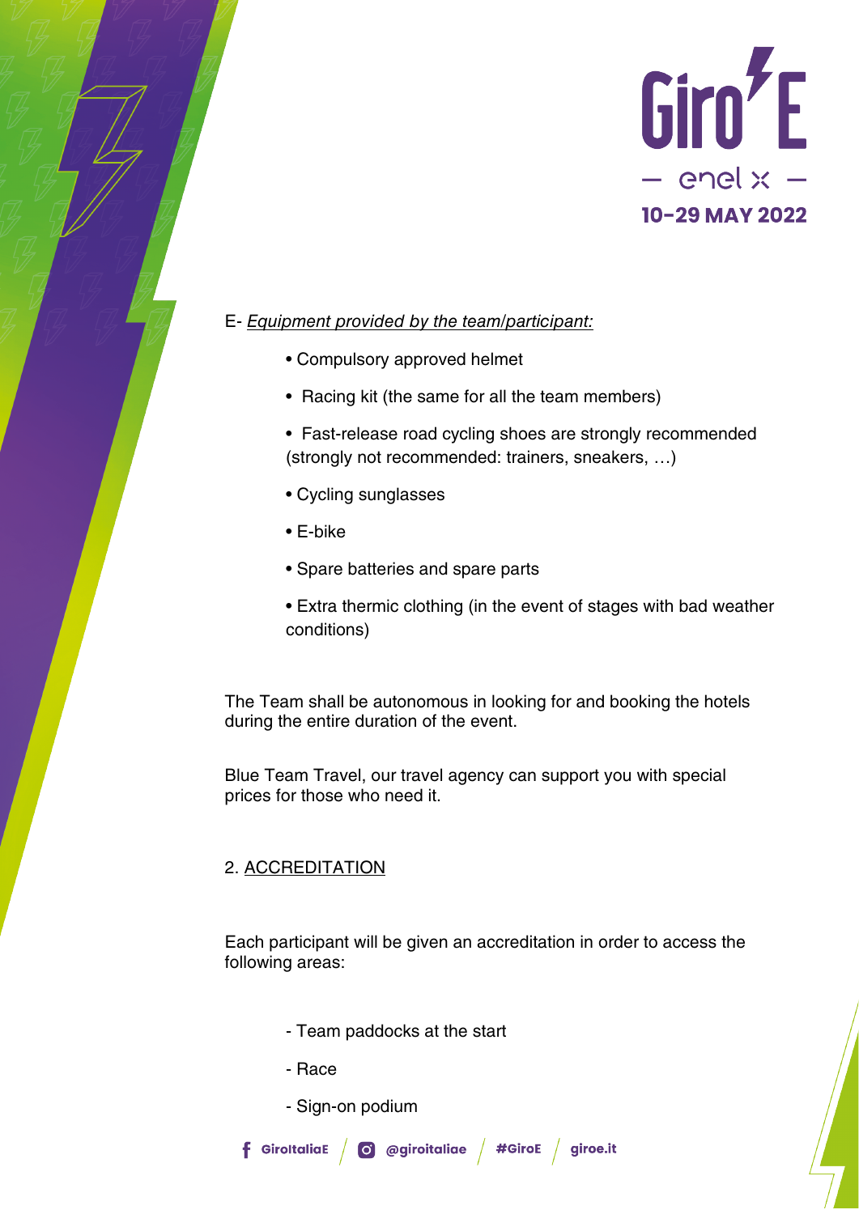E- *Equipment provided by the team/participant:*

- Compulsory approved helmet
- Racing kit (the same for all the team members)
- Fast-release road cycling shoes are strongly recommended (strongly not recommended: trainers, sneakers, …)
- Cycling sunglasses
- E-bike
- Spare batteries and spare parts
- Extra thermic clothing (in the event of stages with bad weather conditions)

The Team shall be autonomous in looking for and booking the hotels during the entire duration of the event.

Blue Team Travel, our travel agency can support you with special prices for those who need it.

## 2. ACCREDITATION

Each participant will be given an accreditation in order to access the following areas:

- Team paddocks at the start
- Race
- Sign-on podium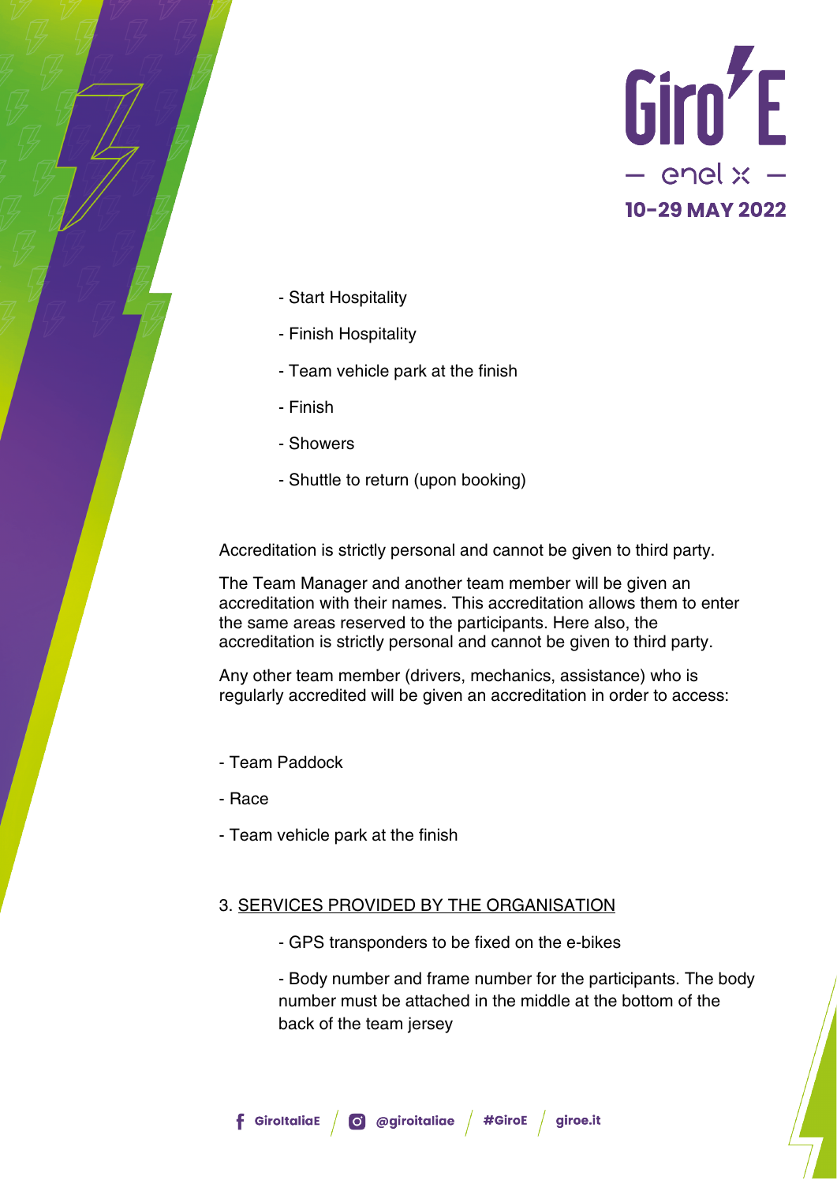- Start Hospitality
- Finish Hospitality
- Team vehicle park at the finish
- Finish
- Showers
- Shuttle to return (upon booking)

Accreditation is strictly personal and cannot be given to third party.

The Team Manager and another team member will be given an accreditation with their names. This accreditation allows them to enter the same areas reserved to the participants. Here also, the accreditation is strictly personal and cannot be given to third party.

Any other team member (drivers, mechanics, assistance) who is regularly accredited will be given an accreditation in order to access:

- Team Paddock
- Race
- Team vehicle park at the finish

## 3. SERVICES PROVIDED BY THE ORGANISATION

- GPS transponders to be fixed on the e-bikes
- Body number and frame number for the participants. The body number must be attached in the middle at the bottom of the back of the team jersey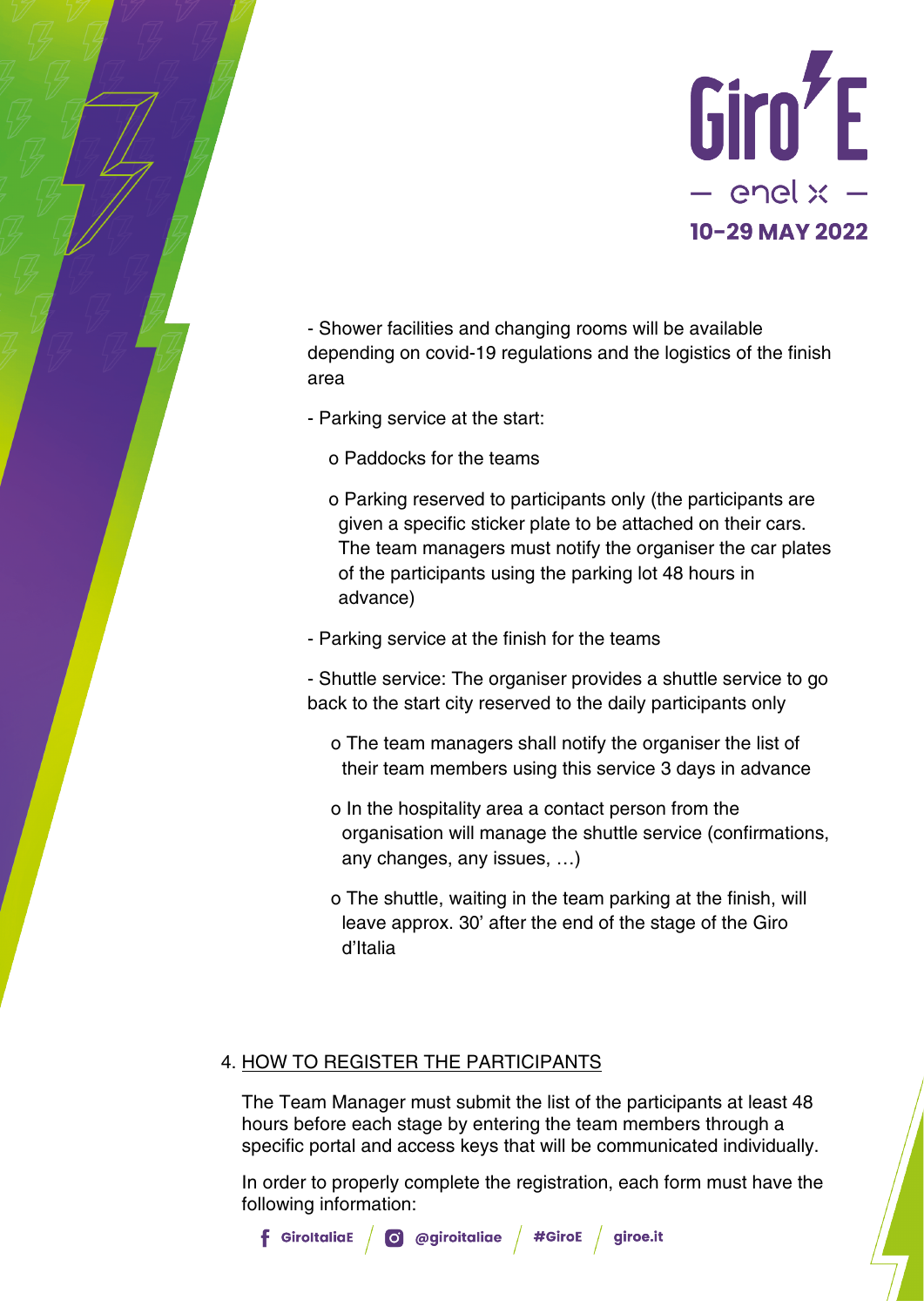- Shower facilities and changing rooms will be available depending on covid-19 regulations and the logistics of the finish area

- Parking service at the start:

  - Paddocks for the teams

  - Parking reserved to participants only (the participants are given a specific sticker plate to be attached on their cars. The team managers must notify the organiser the car plates of the participants using the parking lot 48 hours in advance)

- Parking service at the finish for the teams

- Shuttle service: The organiser provides a shuttle service to go back to the start city reserved to the daily participants only

  - The team managers shall notify the organiser the list of their team members using this service 3 days in advance

  - In the hospitality area a contact person from the organisation will manage the shuttle service (confirmations, any changes, any issues, …)

  - The shuttle, waiting in the team parking at the finish, will leave approx. 30' after the end of the stage of the Giro d'Italia

## 4. HOW TO REGISTER THE PARTICIPANTS

The Team Manager must submit the list of the participants at least 48 hours before each stage by entering the team members through a specific portal and access keys that will be communicated individually.

In order to properly complete the registration, each form must have the following information: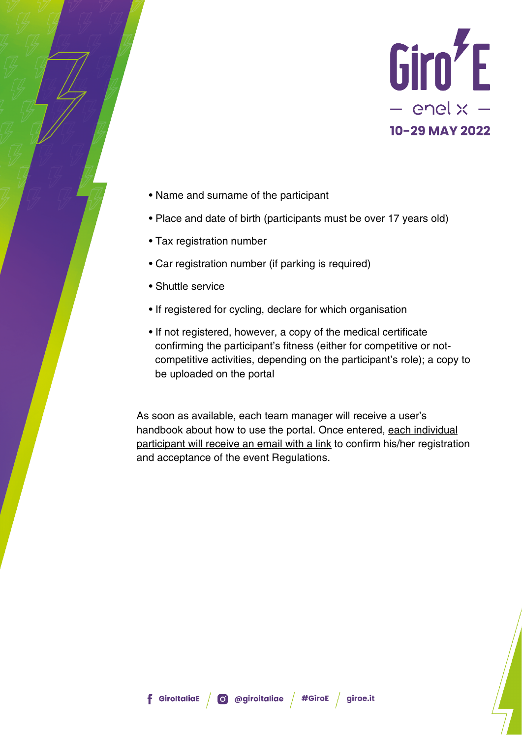- Name and surname of the participant
- Place and date of birth (participants must be over 17 years old)
- Tax registration number
- Car registration number (if parking is required)
- Shuttle service
- If registered for cycling, declare for which organisation
- If not registered, however, a copy of the medical certificate confirming the participant's fitness (either for competitive or not-competitive activities, depending on the participant's role); a copy to be uploaded on the portal

As soon as available, each team manager will receive a user's handbook about how to use the portal. Once entered, each individual participant will receive an email with a link to confirm his/her registration and acceptance of the event Regulations.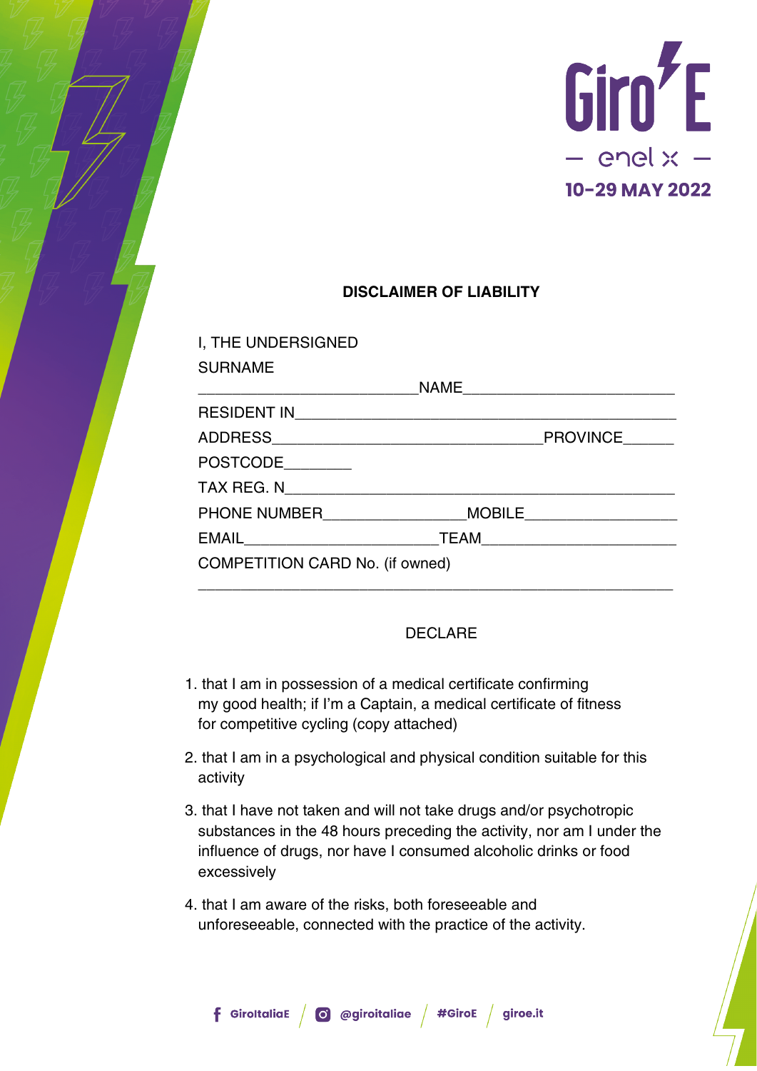Giro E
— enel x —
10-29 MAY 2022

## DISCLAIMER OF LIABILITY

I, THE UNDERSIGNED

SURNAME _________________________ NAME ________________________

RESIDENT IN ____________________________________________

ADDRESS ______________________________ PROVINCE ______

POSTCODE ________

TAX REG. N ____________________________________________

PHONE NUMBER ________________ MOBILE __________________

EMAIL _______________________ TEAM ______________________

COMPETITION CARD No. (if owned)

_______________________________________________________

DECLARE

1. that I am in possession of a medical certificate confirming my good health; if I'm a Captain, a medical certificate of fitness for competitive cycling (copy attached)
2. that I am in a psychological and physical condition suitable for this activity
3. that I have not taken and will not take drugs and/or psychotropic substances in the 48 hours preceding the activity, nor am I under the influence of drugs, nor have I consumed alcoholic drinks or food excessively
4. that I am aware of the risks, both foreseeable and unforeseeable, connected with the practice of the activity.

GiroItaliaE / @giroitaliae / #GiroE / giroe.it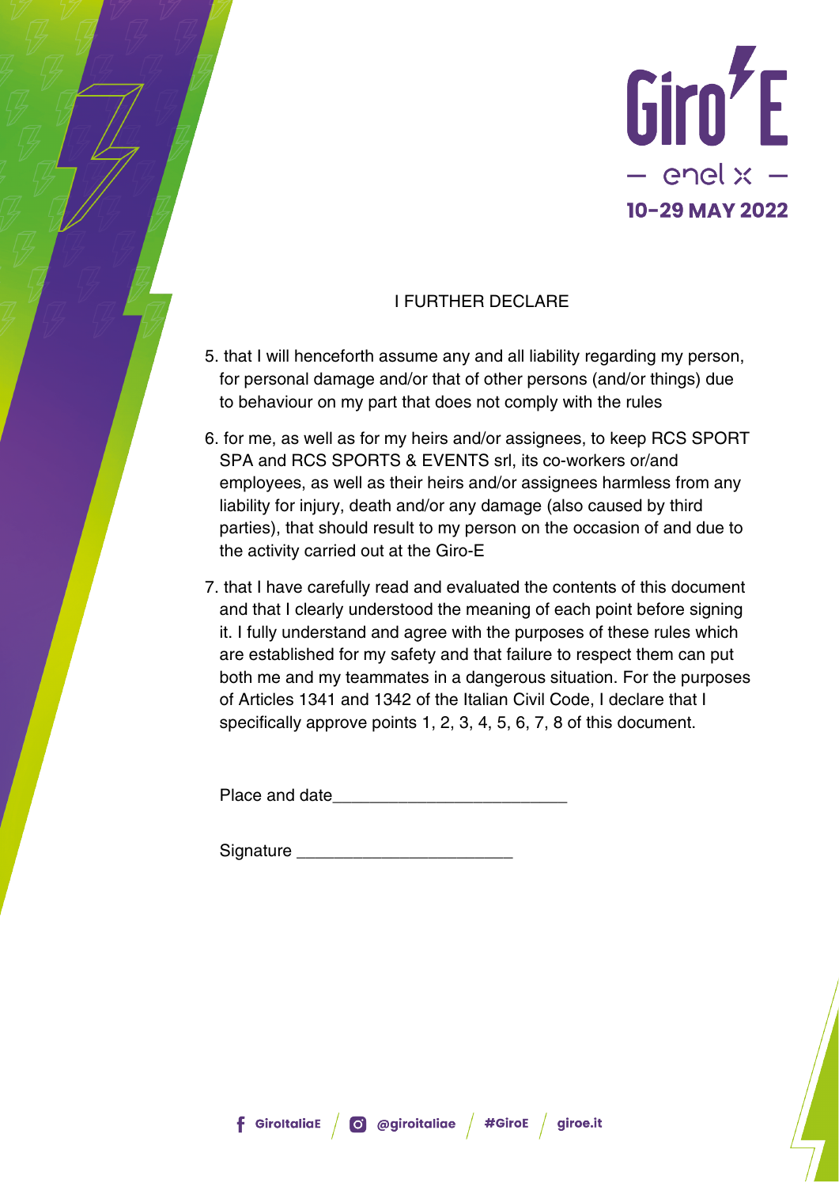## I FURTHER DECLARE

5. that I will henceforth assume any and all liability regarding my person, for personal damage and/or that of other persons (and/or things) due to behaviour on my part that does not comply with the rules
6. for me, as well as for my heirs and/or assignees, to keep RCS SPORT SPA and RCS SPORTS & EVENTS srl, its co-workers or/and employees, as well as their heirs and/or assignees harmless from any liability for injury, death and/or any damage (also caused by third parties), that should result to my person on the occasion of and due to the activity carried out at the Giro-E
7. that I have carefully read and evaluated the contents of this document and that I clearly understood the meaning of each point before signing it. I fully understand and agree with the purposes of these rules which are established for my safety and that failure to respect them can put both me and my teammates in a dangerous situation. For the purposes of Articles 1341 and 1342 of the Italian Civil Code, I declare that I specifically approve points 1, 2, 3, 4, 5, 6, 7, 8 of this document.

Place and date_________________________

Signature _______________________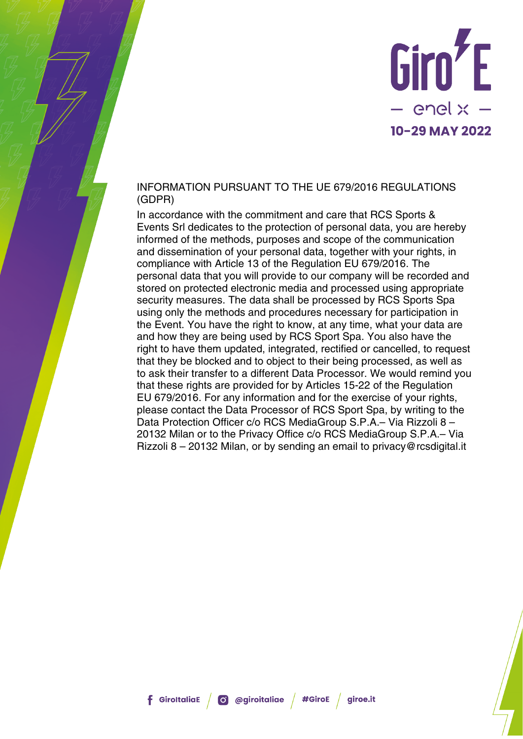Giro E – enel x –
10-29 MAY 2022

INFORMATION PURSUANT TO THE UE 679/2016 REGULATIONS (GDPR)

In accordance with the commitment and care that RCS Sports & Events Srl dedicates to the protection of personal data, you are hereby informed of the methods, purposes and scope of the communication and dissemination of your personal data, together with your rights, in compliance with Article 13 of the Regulation EU 679/2016. The personal data that you will provide to our company will be recorded and stored on protected electronic media and processed using appropriate security measures. The data shall be processed by RCS Sports Spa using only the methods and procedures necessary for participation in the Event. You have the right to know, at any time, what your data are and how they are being used by RCS Sport Spa. You also have the right to have them updated, integrated, rectified or cancelled, to request that they be blocked and to object to their being processed, as well as to ask their transfer to a different Data Processor. We would remind you that these rights are provided for by Articles 15-22 of the Regulation EU 679/2016. For any information and for the exercise of your rights, please contact the Data Processor of RCS Sport Spa, by writing to the Data Protection Officer c/o RCS MediaGroup S.P.A.– Via Rizzoli 8 – 20132 Milan or to the Privacy Office c/o RCS MediaGroup S.P.A.– Via Rizzoli 8 – 20132 Milan, or by sending an email to privacy@rcsdigital.it